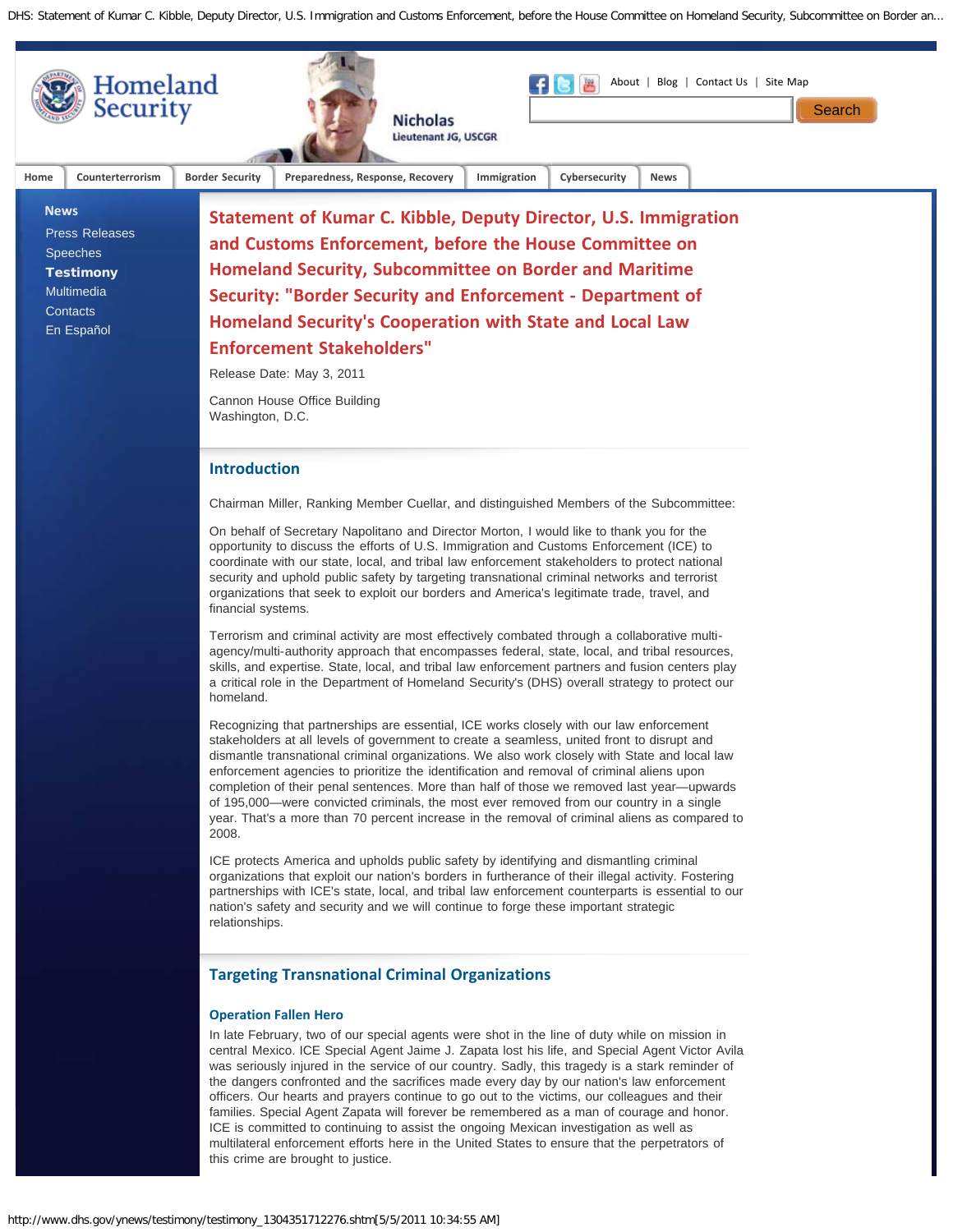# Statement of Kumar C. Kibble, Deputy Director, U.S. Immigration and Customs Enforcement, before the House Committee on Homeland Security, Subcommittee on Border and Maritime Security: "Border Security and Enforcement - Department of Homeland Security's Cooperation with State and Local Law Enforcement Stakeholders"

Release Date: May 3, 2011

Cannon House Office Building
Washington, D.C.

## Introduction

Chairman Miller, Ranking Member Cuellar, and distinguished Members of the Subcommittee:

On behalf of Secretary Napolitano and Director Morton, I would like to thank you for the opportunity to discuss the efforts of U.S. Immigration and Customs Enforcement (ICE) to coordinate with our state, local, and tribal law enforcement stakeholders to protect national security and uphold public safety by targeting transnational criminal networks and terrorist organizations that seek to exploit our borders and America's legitimate trade, travel, and financial systems.

Terrorism and criminal activity are most effectively combated through a collaborative multi-agency/multi-authority approach that encompasses federal, state, local, and tribal resources, skills, and expertise. State, local, and tribal law enforcement partners and fusion centers play a critical role in the Department of Homeland Security's (DHS) overall strategy to protect our homeland.

Recognizing that partnerships are essential, ICE works closely with our law enforcement stakeholders at all levels of government to create a seamless, united front to disrupt and dismantle transnational criminal organizations. We also work closely with State and local law enforcement agencies to prioritize the identification and removal of criminal aliens upon completion of their penal sentences. More than half of those we removed last year—upwards of 195,000—were convicted criminals, the most ever removed from our country in a single year. That's a more than 70 percent increase in the removal of criminal aliens as compared to 2008.

ICE protects America and upholds public safety by identifying and dismantling criminal organizations that exploit our nation's borders in furtherance of their illegal activity. Fostering partnerships with ICE's state, local, and tribal law enforcement counterparts is essential to our nation's safety and security and we will continue to forge these important strategic relationships.

## Targeting Transnational Criminal Organizations

### Operation Fallen Hero

In late February, two of our special agents were shot in the line of duty while on mission in central Mexico. ICE Special Agent Jaime J. Zapata lost his life, and Special Agent Victor Avila was seriously injured in the service of our country. Sadly, this tragedy is a stark reminder of the dangers confronted and the sacrifices made every day by our nation's law enforcement officers. Our hearts and prayers continue to go out to the victims, our colleagues and their families. Special Agent Zapata will forever be remembered as a man of courage and honor. ICE is committed to continuing to assist the ongoing Mexican investigation as well as multilateral enforcement efforts here in the United States to ensure that the perpetrators of this crime are brought to justice.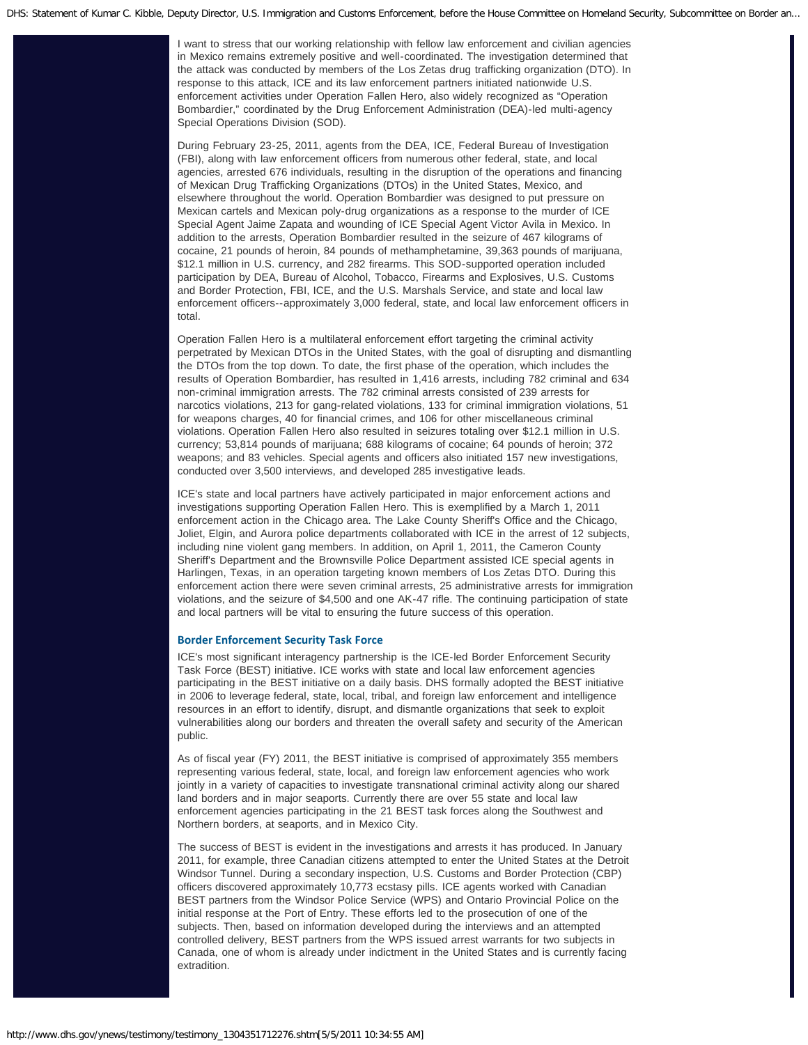I want to stress that our working relationship with fellow law enforcement and civilian agencies in Mexico remains extremely positive and well-coordinated. The investigation determined that the attack was conducted by members of the Los Zetas drug trafficking organization (DTO). In response to this attack, ICE and its law enforcement partners initiated nationwide U.S. enforcement activities under Operation Fallen Hero, also widely recognized as "Operation Bombardier," coordinated by the Drug Enforcement Administration (DEA)-led multi-agency Special Operations Division (SOD).

During February 23-25, 2011, agents from the DEA, ICE, Federal Bureau of Investigation (FBI), along with law enforcement officers from numerous other federal, state, and local agencies, arrested 676 individuals, resulting in the disruption of the operations and financing of Mexican Drug Trafficking Organizations (DTOs) in the United States, Mexico, and elsewhere throughout the world. Operation Bombardier was designed to put pressure on Mexican cartels and Mexican poly-drug organizations as a response to the murder of ICE Special Agent Jaime Zapata and wounding of ICE Special Agent Victor Avila in Mexico. In addition to the arrests, Operation Bombardier resulted in the seizure of 467 kilograms of cocaine, 21 pounds of heroin, 84 pounds of methamphetamine, 39,363 pounds of marijuana, $12.1 million in U.S. currency, and 282 firearms. This SOD-supported operation included participation by DEA, Bureau of Alcohol, Tobacco, Firearms and Explosives, U.S. Customs and Border Protection, FBI, ICE, and the U.S. Marshals Service, and state and local law enforcement officers--approximately 3,000 federal, state, and local law enforcement officers in total.

Operation Fallen Hero is a multilateral enforcement effort targeting the criminal activity perpetrated by Mexican DTOs in the United States, with the goal of disrupting and dismantling the DTOs from the top down. To date, the first phase of the operation, which includes the results of Operation Bombardier, has resulted in 1,416 arrests, including 782 criminal and 634 non-criminal immigration arrests. The 782 criminal arrests consisted of 239 arrests for narcotics violations, 213 for gang-related violations, 133 for criminal immigration violations, 51 for weapons charges, 40 for financial crimes, and 106 for other miscellaneous criminal violations. Operation Fallen Hero also resulted in seizures totaling over $12.1 million in U.S. currency; 53,814 pounds of marijuana; 688 kilograms of cocaine; 64 pounds of heroin; 372 weapons; and 83 vehicles. Special agents and officers also initiated 157 new investigations, conducted over 3,500 interviews, and developed 285 investigative leads.

ICE's state and local partners have actively participated in major enforcement actions and investigations supporting Operation Fallen Hero. This is exemplified by a March 1, 2011 enforcement action in the Chicago area. The Lake County Sheriff's Office and the Chicago, Joliet, Elgin, and Aurora police departments collaborated with ICE in the arrest of 12 subjects, including nine violent gang members. In addition, on April 1, 2011, the Cameron County Sheriff's Department and the Brownsville Police Department assisted ICE special agents in Harlingen, Texas, in an operation targeting known members of Los Zetas DTO. During this enforcement action there were seven criminal arrests, 25 administrative arrests for immigration violations, and the seizure of $4,500 and one AK-47 rifle. The continuing participation of state and local partners will be vital to ensuring the future success of this operation.

### Border Enforcement Security Task Force

ICE's most significant interagency partnership is the ICE-led Border Enforcement Security Task Force (BEST) initiative. ICE works with state and local law enforcement agencies participating in the BEST initiative on a daily basis. DHS formally adopted the BEST initiative in 2006 to leverage federal, state, local, tribal, and foreign law enforcement and intelligence resources in an effort to identify, disrupt, and dismantle organizations that seek to exploit vulnerabilities along our borders and threaten the overall safety and security of the American public.

As of fiscal year (FY) 2011, the BEST initiative is comprised of approximately 355 members representing various federal, state, local, and foreign law enforcement agencies who work jointly in a variety of capacities to investigate transnational criminal activity along our shared land borders and in major seaports. Currently there are over 55 state and local law enforcement agencies participating in the 21 BEST task forces along the Southwest and Northern borders, at seaports, and in Mexico City.

The success of BEST is evident in the investigations and arrests it has produced. In January 2011, for example, three Canadian citizens attempted to enter the United States at the Detroit Windsor Tunnel. During a secondary inspection, U.S. Customs and Border Protection (CBP) officers discovered approximately 10,773 ecstasy pills. ICE agents worked with Canadian BEST partners from the Windsor Police Service (WPS) and Ontario Provincial Police on the initial response at the Port of Entry. These efforts led to the prosecution of one of the subjects. Then, based on information developed during the interviews and an attempted controlled delivery, BEST partners from the WPS issued arrest warrants for two subjects in Canada, one of whom is already under indictment in the United States and is currently facing extradition.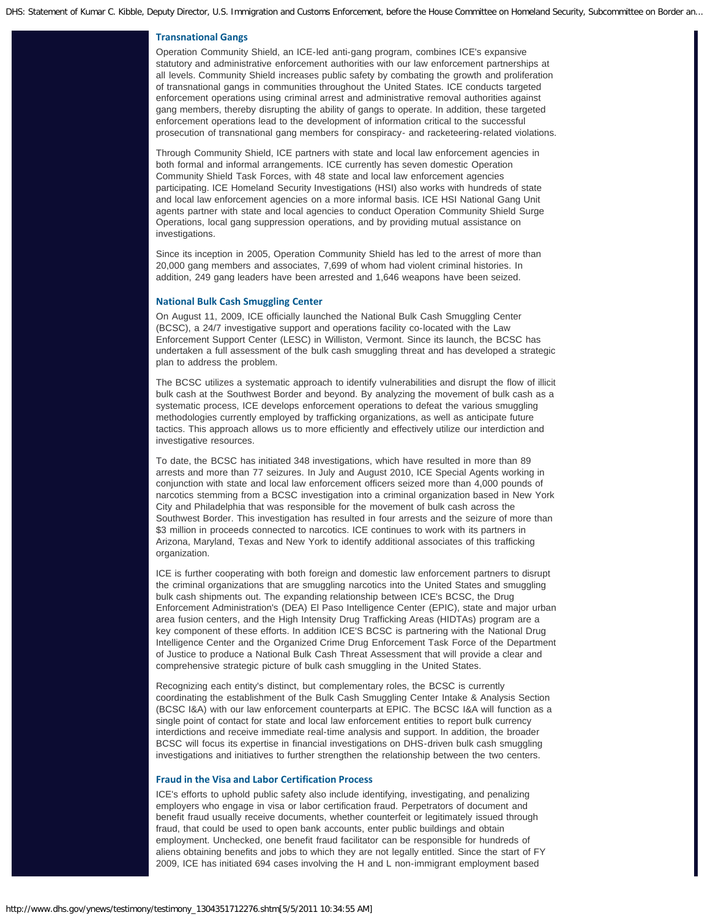### Transnational Gangs

Operation Community Shield, an ICE-led anti-gang program, combines ICE's expansive statutory and administrative enforcement authorities with our law enforcement partnerships at all levels. Community Shield increases public safety by combating the growth and proliferation of transnational gangs in communities throughout the United States. ICE conducts targeted enforcement operations using criminal arrest and administrative removal authorities against gang members, thereby disrupting the ability of gangs to operate. In addition, these targeted enforcement operations lead to the development of information critical to the successful prosecution of transnational gang members for conspiracy- and racketeering-related violations.

Through Community Shield, ICE partners with state and local law enforcement agencies in both formal and informal arrangements. ICE currently has seven domestic Operation Community Shield Task Forces, with 48 state and local law enforcement agencies participating. ICE Homeland Security Investigations (HSI) also works with hundreds of state and local law enforcement agencies on a more informal basis. ICE HSI National Gang Unit agents partner with state and local agencies to conduct Operation Community Shield Surge Operations, local gang suppression operations, and by providing mutual assistance on investigations.

Since its inception in 2005, Operation Community Shield has led to the arrest of more than 20,000 gang members and associates, 7,699 of whom had violent criminal histories. In addition, 249 gang leaders have been arrested and 1,646 weapons have been seized.

### National Bulk Cash Smuggling Center

On August 11, 2009, ICE officially launched the National Bulk Cash Smuggling Center (BCSC), a 24/7 investigative support and operations facility co-located with the Law Enforcement Support Center (LESC) in Williston, Vermont. Since its launch, the BCSC has undertaken a full assessment of the bulk cash smuggling threat and has developed a strategic plan to address the problem.

The BCSC utilizes a systematic approach to identify vulnerabilities and disrupt the flow of illicit bulk cash at the Southwest Border and beyond. By analyzing the movement of bulk cash as a systematic process, ICE develops enforcement operations to defeat the various smuggling methodologies currently employed by trafficking organizations, as well as anticipate future tactics. This approach allows us to more efficiently and effectively utilize our interdiction and investigative resources.

To date, the BCSC has initiated 348 investigations, which have resulted in more than 89 arrests and more than 77 seizures. In July and August 2010, ICE Special Agents working in conjunction with state and local law enforcement officers seized more than 4,000 pounds of narcotics stemming from a BCSC investigation into a criminal organization based in New York City and Philadelphia that was responsible for the movement of bulk cash across the Southwest Border. This investigation has resulted in four arrests and the seizure of more than $3 million in proceeds connected to narcotics. ICE continues to work with its partners in Arizona, Maryland, Texas and New York to identify additional associates of this trafficking organization.

ICE is further cooperating with both foreign and domestic law enforcement partners to disrupt the criminal organizations that are smuggling narcotics into the United States and smuggling bulk cash shipments out. The expanding relationship between ICE's BCSC, the Drug Enforcement Administration's (DEA) El Paso Intelligence Center (EPIC), state and major urban area fusion centers, and the High Intensity Drug Trafficking Areas (HIDTAs) program are a key component of these efforts. In addition ICE'S BCSC is partnering with the National Drug Intelligence Center and the Organized Crime Drug Enforcement Task Force of the Department of Justice to produce a National Bulk Cash Threat Assessment that will provide a clear and comprehensive strategic picture of bulk cash smuggling in the United States.

Recognizing each entity's distinct, but complementary roles, the BCSC is currently coordinating the establishment of the Bulk Cash Smuggling Center Intake & Analysis Section (BCSC I&A) with our law enforcement counterparts at EPIC. The BCSC I&A will function as a single point of contact for state and local law enforcement entities to report bulk currency interdictions and receive immediate real-time analysis and support. In addition, the broader BCSC will focus its expertise in financial investigations on DHS-driven bulk cash smuggling investigations and initiatives to further strengthen the relationship between the two centers.

### Fraud in the Visa and Labor Certification Process

ICE's efforts to uphold public safety also include identifying, investigating, and penalizing employers who engage in visa or labor certification fraud. Perpetrators of document and benefit fraud usually receive documents, whether counterfeit or legitimately issued through fraud, that could be used to open bank accounts, enter public buildings and obtain employment. Unchecked, one benefit fraud facilitator can be responsible for hundreds of aliens obtaining benefits and jobs to which they are not legally entitled. Since the start of FY 2009, ICE has initiated 694 cases involving the H and L non-immigrant employment based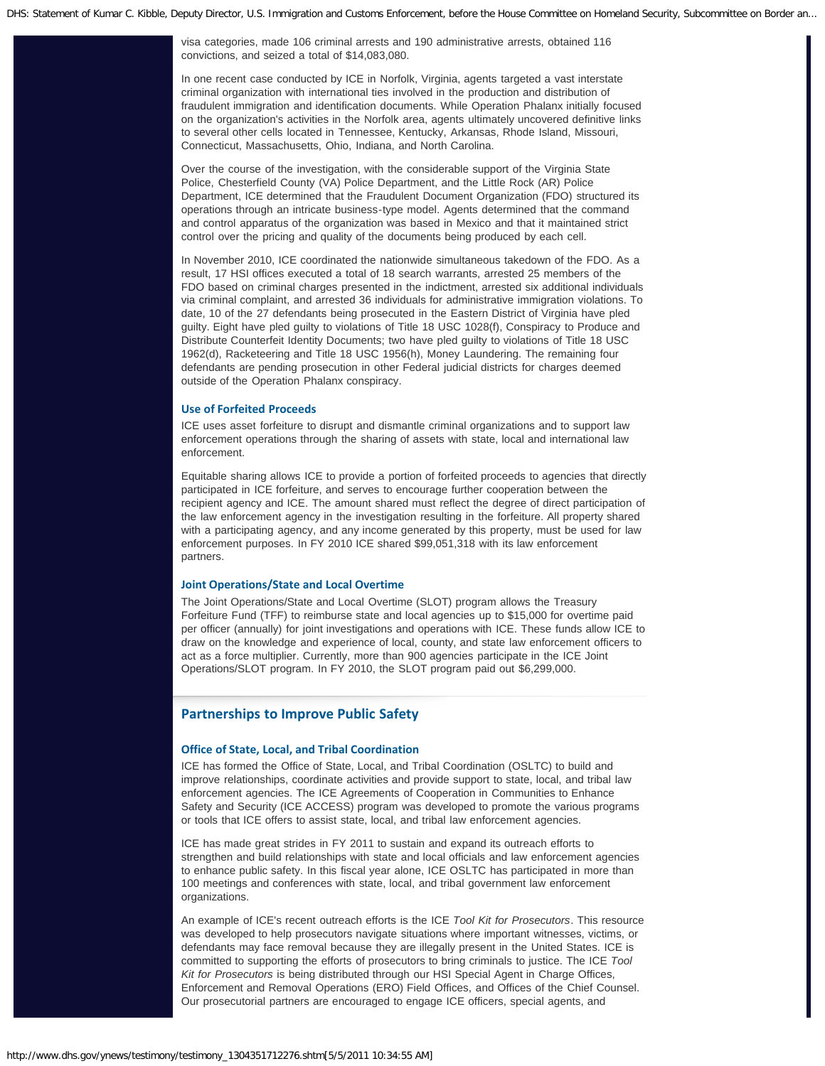visa categories, made 106 criminal arrests and 190 administrative arrests, obtained 116 convictions, and seized a total of $14,083,080.

In one recent case conducted by ICE in Norfolk, Virginia, agents targeted a vast interstate criminal organization with international ties involved in the production and distribution of fraudulent immigration and identification documents. While Operation Phalanx initially focused on the organization's activities in the Norfolk area, agents ultimately uncovered definitive links to several other cells located in Tennessee, Kentucky, Arkansas, Rhode Island, Missouri, Connecticut, Massachusetts, Ohio, Indiana, and North Carolina.

Over the course of the investigation, with the considerable support of the Virginia State Police, Chesterfield County (VA) Police Department, and the Little Rock (AR) Police Department, ICE determined that the Fraudulent Document Organization (FDO) structured its operations through an intricate business-type model. Agents determined that the command and control apparatus of the organization was based in Mexico and that it maintained strict control over the pricing and quality of the documents being produced by each cell.

In November 2010, ICE coordinated the nationwide simultaneous takedown of the FDO. As a result, 17 HSI offices executed a total of 18 search warrants, arrested 25 members of the FDO based on criminal charges presented in the indictment, arrested six additional individuals via criminal complaint, and arrested 36 individuals for administrative immigration violations. To date, 10 of the 27 defendants being prosecuted in the Eastern District of Virginia have pled guilty. Eight have pled guilty to violations of Title 18 USC 1028(f), Conspiracy to Produce and Distribute Counterfeit Identity Documents; two have pled guilty to violations of Title 18 USC 1962(d), Racketeering and Title 18 USC 1956(h), Money Laundering. The remaining four defendants are pending prosecution in other Federal judicial districts for charges deemed outside of the Operation Phalanx conspiracy.

### Use of Forfeited Proceeds

ICE uses asset forfeiture to disrupt and dismantle criminal organizations and to support law enforcement operations through the sharing of assets with state, local and international law enforcement.

Equitable sharing allows ICE to provide a portion of forfeited proceeds to agencies that directly participated in ICE forfeiture, and serves to encourage further cooperation between the recipient agency and ICE. The amount shared must reflect the degree of direct participation of the law enforcement agency in the investigation resulting in the forfeiture. All property shared with a participating agency, and any income generated by this property, must be used for law enforcement purposes. In FY 2010 ICE shared $99,051,318 with its law enforcement partners.

### Joint Operations/State and Local Overtime

The Joint Operations/State and Local Overtime (SLOT) program allows the Treasury Forfeiture Fund (TFF) to reimburse state and local agencies up to $15,000 for overtime paid per officer (annually) for joint investigations and operations with ICE. These funds allow ICE to draw on the knowledge and experience of local, county, and state law enforcement officers to act as a force multiplier. Currently, more than 900 agencies participate in the ICE Joint Operations/SLOT program. In FY 2010, the SLOT program paid out $6,299,000.

## Partnerships to Improve Public Safety

### Office of State, Local, and Tribal Coordination

ICE has formed the Office of State, Local, and Tribal Coordination (OSLTC) to build and improve relationships, coordinate activities and provide support to state, local, and tribal law enforcement agencies. The ICE Agreements of Cooperation in Communities to Enhance Safety and Security (ICE ACCESS) program was developed to promote the various programs or tools that ICE offers to assist state, local, and tribal law enforcement agencies.

ICE has made great strides in FY 2011 to sustain and expand its outreach efforts to strengthen and build relationships with state and local officials and law enforcement agencies to enhance public safety. In this fiscal year alone, ICE OSLTC has participated in more than 100 meetings and conferences with state, local, and tribal government law enforcement organizations.

An example of ICE's recent outreach efforts is the ICE *Tool Kit for Prosecutors*. This resource was developed to help prosecutors navigate situations where important witnesses, victims, or defendants may face removal because they are illegally present in the United States. ICE is committed to supporting the efforts of prosecutors to bring criminals to justice. The ICE *Tool Kit for Prosecutors* is being distributed through our HSI Special Agent in Charge Offices, Enforcement and Removal Operations (ERO) Field Offices, and Offices of the Chief Counsel. Our prosecutorial partners are encouraged to engage ICE officers, special agents, and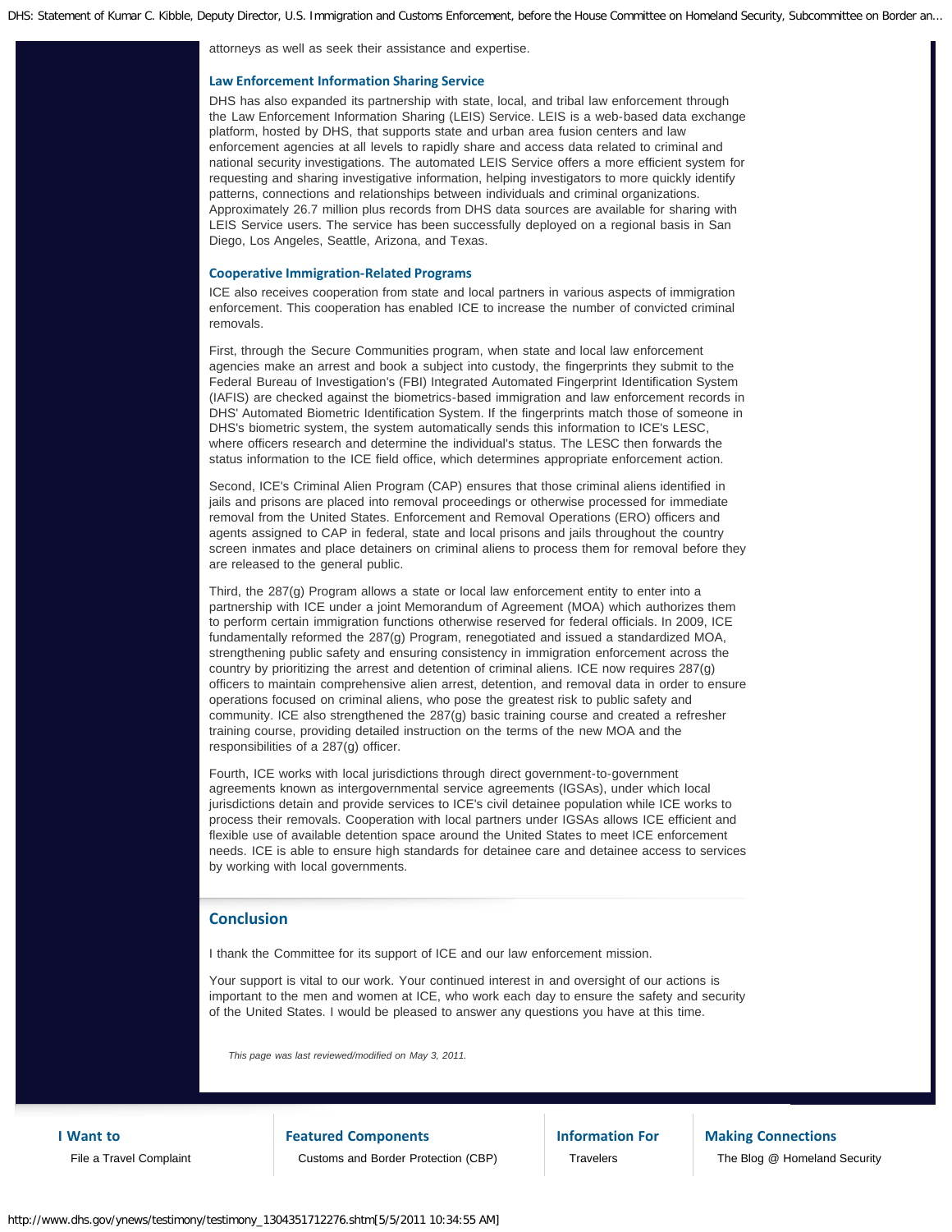attorneys as well as seek their assistance and expertise.

### Law Enforcement Information Sharing Service

DHS has also expanded its partnership with state, local, and tribal law enforcement through the Law Enforcement Information Sharing (LEIS) Service. LEIS is a web-based data exchange platform, hosted by DHS, that supports state and urban area fusion centers and law enforcement agencies at all levels to rapidly share and access data related to criminal and national security investigations. The automated LEIS Service offers a more efficient system for requesting and sharing investigative information, helping investigators to more quickly identify patterns, connections and relationships between individuals and criminal organizations. Approximately 26.7 million plus records from DHS data sources are available for sharing with LEIS Service users. The service has been successfully deployed on a regional basis in San Diego, Los Angeles, Seattle, Arizona, and Texas.

### Cooperative Immigration-Related Programs

ICE also receives cooperation from state and local partners in various aspects of immigration enforcement. This cooperation has enabled ICE to increase the number of convicted criminal removals.

First, through the Secure Communities program, when state and local law enforcement agencies make an arrest and book a subject into custody, the fingerprints they submit to the Federal Bureau of Investigation's (FBI) Integrated Automated Fingerprint Identification System (IAFIS) are checked against the biometrics-based immigration and law enforcement records in DHS' Automated Biometric Identification System. If the fingerprints match those of someone in DHS's biometric system, the system automatically sends this information to ICE's LESC, where officers research and determine the individual's status. The LESC then forwards the status information to the ICE field office, which determines appropriate enforcement action.

Second, ICE's Criminal Alien Program (CAP) ensures that those criminal aliens identified in jails and prisons are placed into removal proceedings or otherwise processed for immediate removal from the United States. Enforcement and Removal Operations (ERO) officers and agents assigned to CAP in federal, state and local prisons and jails throughout the country screen inmates and place detainers on criminal aliens to process them for removal before they are released to the general public.

Third, the 287(g) Program allows a state or local law enforcement entity to enter into a partnership with ICE under a joint Memorandum of Agreement (MOA) which authorizes them to perform certain immigration functions otherwise reserved for federal officials. In 2009, ICE fundamentally reformed the 287(g) Program, renegotiated and issued a standardized MOA, strengthening public safety and ensuring consistency in immigration enforcement across the country by prioritizing the arrest and detention of criminal aliens. ICE now requires 287(g) officers to maintain comprehensive alien arrest, detention, and removal data in order to ensure operations focused on criminal aliens, who pose the greatest risk to public safety and community. ICE also strengthened the 287(g) basic training course and created a refresher training course, providing detailed instruction on the terms of the new MOA and the responsibilities of a 287(g) officer.

Fourth, ICE works with local jurisdictions through direct government-to-government agreements known as intergovernmental service agreements (IGSAs), under which local jurisdictions detain and provide services to ICE's civil detainee population while ICE works to process their removals. Cooperation with local partners under IGSAs allows ICE efficient and flexible use of available detention space around the United States to meet ICE enforcement needs. ICE is able to ensure high standards for detainee care and detainee access to services by working with local governments.

## Conclusion

I thank the Committee for its support of ICE and our law enforcement mission.

Your support is vital to our work. Your continued interest in and oversight of our actions is important to the men and women at ICE, who work each day to ensure the safety and security of the United States. I would be pleased to answer any questions you have at this time.

*This page was last reviewed/modified on May 3, 2011.*

**I Want to**

File a Travel Complaint

**Featured Components**

Customs and Border Protection (CBP)

**Information For**

Travelers

**Making Connections**

The Blog @ Homeland Security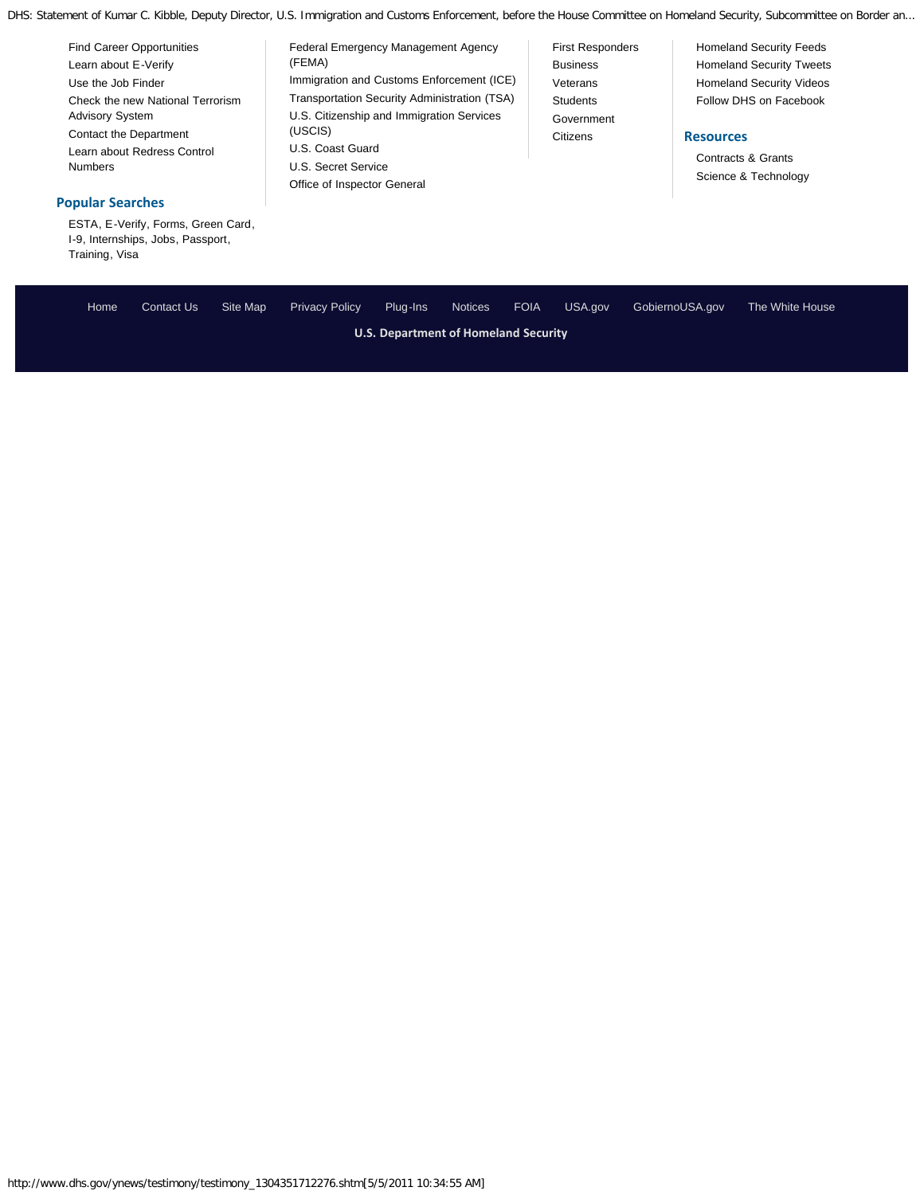Find Career Opportunities
Learn about E-Verify
Use the Job Finder
Check the new National Terrorism Advisory System
Contact the Department
Learn about Redress Control Numbers

### Popular Searches

ESTA, E-Verify, Forms, Green Card, I-9, Internships, Jobs, Passport, Training, Visa

Federal Emergency Management Agency (FEMA)
Immigration and Customs Enforcement (ICE)
Transportation Security Administration (TSA)
U.S. Citizenship and Immigration Services (USCIS)
U.S. Coast Guard
U.S. Secret Service
Office of Inspector General

First Responders
Business
Veterans
Students
Government
Citizens

Homeland Security Feeds
Homeland Security Tweets
Homeland Security Videos
Follow DHS on Facebook

### Resources

Contracts & Grants
Science & Technology

Home | Contact Us | Site Map | Privacy Policy | Plug-Ins | Notices | FOIA | USA.gov | GobiernoUSA.gov | The White House

**U.S. Department of Homeland Security**